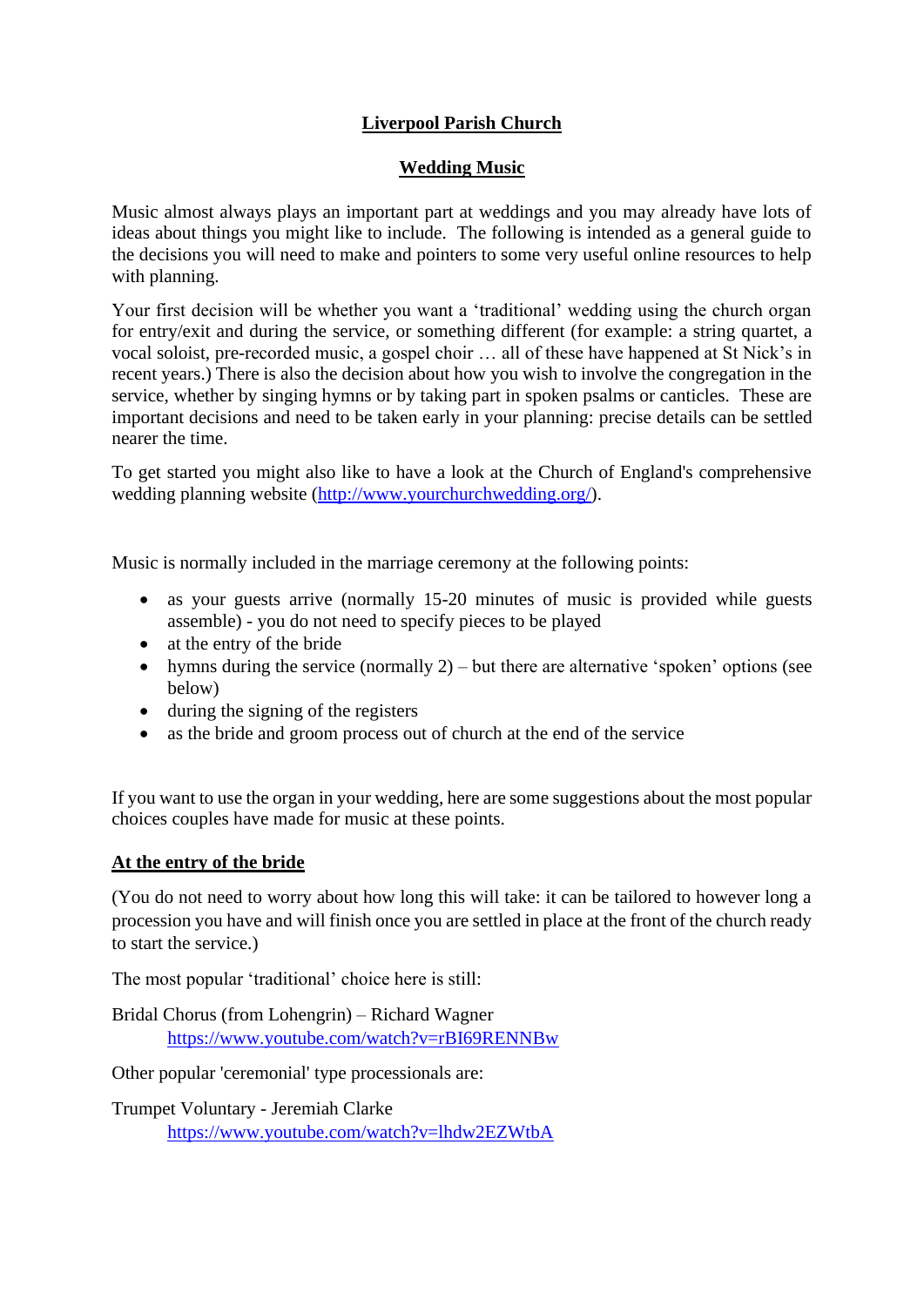# Liverpool Parish Church

## Wedding Music

Music almost always plays an important part at weddings and you may already have lots of ideas about things you might like to include. The following is intended as a general guide to the decisions you will need to make and pointers to some very useful online resources to help with planning.

Your first decision will be whether you want a 'traditional' wedding using the church organ for entry/exit and during the service, or something different (for example: a string quartet, a vocal soloist, pre-recorded music, a gospel choir … all of these have happened at St Nick's in recent years.) There is also the decision about how you wish to involve the congregation in the service, whether by singing hymns or by taking part in spoken psalms or canticles. These are important decisions and need to be taken early in your planning: precise details can be settled nearer the time.

To get started you might also like to have a look at the Church of England's comprehensive wedding planning website ([http://www.yourchurchwedding.org/](http://www.yourchurchwedding.org/)).

Music is normally included in the marriage ceremony at the following points:

- as your guests arrive (normally 15-20 minutes of music is provided while guests assemble) - you do not need to specify pieces to be played
- at the entry of the bride
- hymns during the service (normally 2) – but there are alternative 'spoken' options (see below)
- during the signing of the registers
- as the bride and groom process out of church at the end of the service

If you want to use the organ in your wedding, here are some suggestions about the most popular choices couples have made for music at these points.

### At the entry of the bride

(You do not need to worry about how long this will take: it can be tailored to however long a procession you have and will finish once you are settled in place at the front of the church ready to start the service.)

The most popular 'traditional' choice here is still:

Bridal Chorus (from Lohengrin) – Richard Wagner
[https://www.youtube.com/watch?v=rBI69RENNBw](https://www.youtube.com/watch?v=rBI69RENNBw)

Other popular 'ceremonial' type processionals are:

Trumpet Voluntary - Jeremiah Clarke
[https://www.youtube.com/watch?v=lhdw2EZWtbA](https://www.youtube.com/watch?v=lhdw2EZWtbA)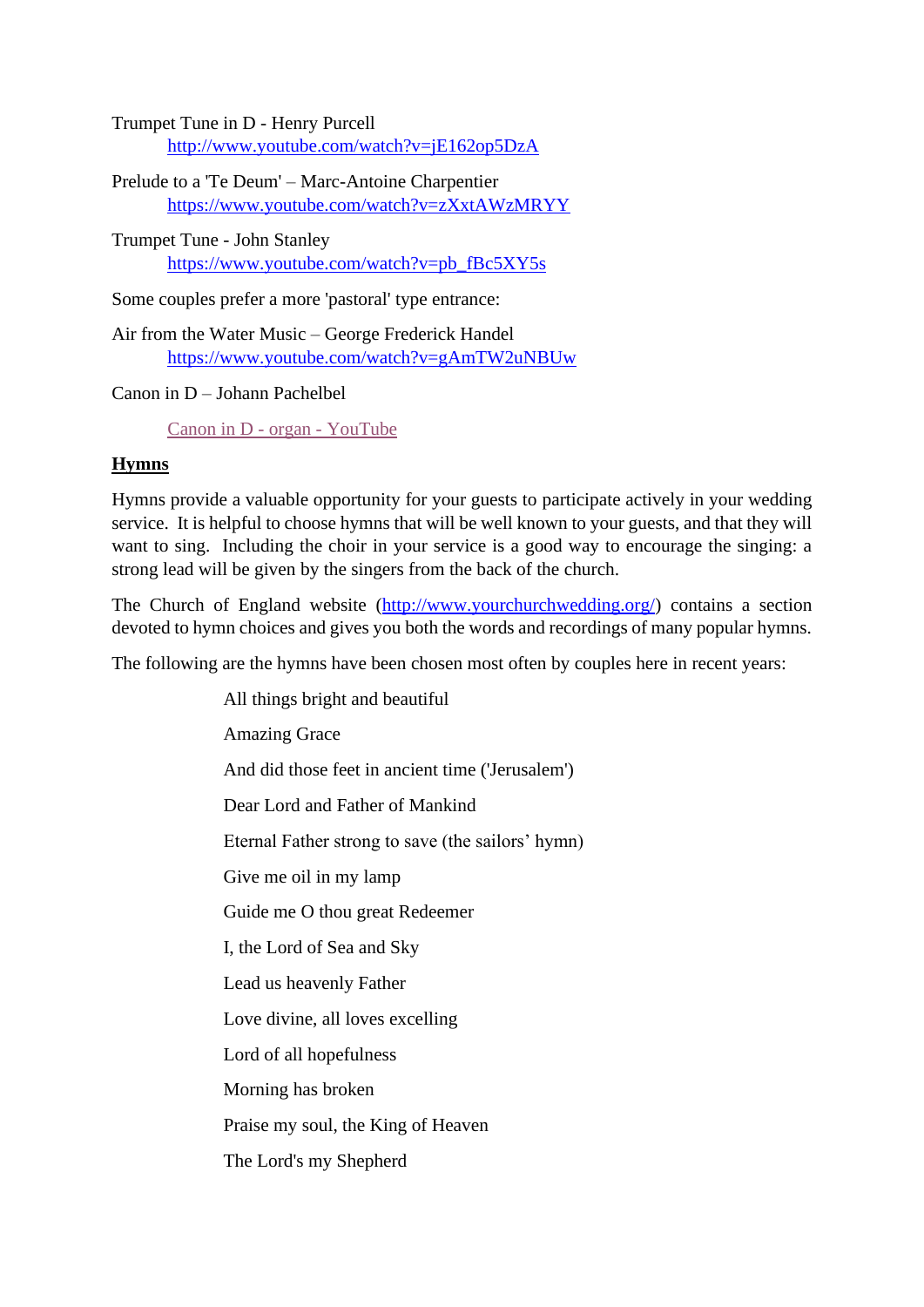Trumpet Tune in D - Henry Purcell
  http://www.youtube.com/watch?v=jE162op5DzA

Prelude to a 'Te Deum' – Marc-Antoine Charpentier
  https://www.youtube.com/watch?v=zXxtAWzMRYY

Trumpet Tune - John Stanley
  https://www.youtube.com/watch?v=pb_fBc5XY5s

Some couples prefer a more 'pastoral' type entrance:

Air from the Water Music – George Frederick Handel
  https://www.youtube.com/watch?v=gAmTW2uNBUw

Canon in D – Johann Pachelbel

  Canon in D - organ - YouTube

**Hymns**

Hymns provide a valuable opportunity for your guests to participate actively in your wedding service. It is helpful to choose hymns that will be well known to your guests, and that they will want to sing. Including the choir in your service is a good way to encourage the singing: a strong lead will be given by the singers from the back of the church.

The Church of England website (http://www.yourchurchwedding.org/) contains a section devoted to hymn choices and gives you both the words and recordings of many popular hymns.

The following are the hymns have been chosen most often by couples here in recent years:

All things bright and beautiful

Amazing Grace

And did those feet in ancient time ('Jerusalem')

Dear Lord and Father of Mankind

Eternal Father strong to save (the sailors' hymn)

Give me oil in my lamp

Guide me O thou great Redeemer

I, the Lord of Sea and Sky

Lead us heavenly Father

Love divine, all loves excelling

Lord of all hopefulness

Morning has broken

Praise my soul, the King of Heaven

The Lord's my Shepherd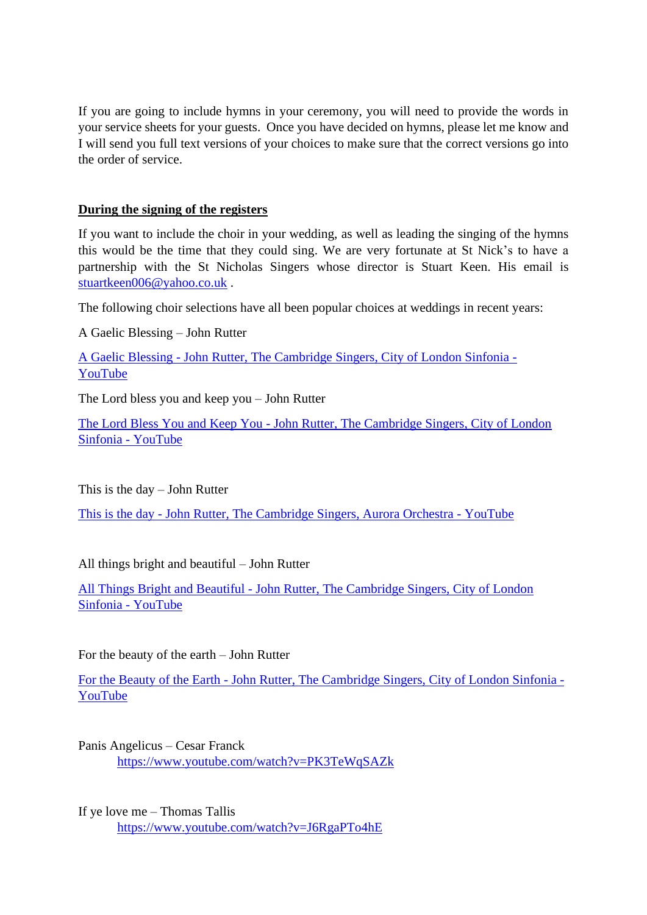If you are going to include hymns in your ceremony, you will need to provide the words in your service sheets for your guests. Once you have decided on hymns, please let me know and I will send you full text versions of your choices to make sure that the correct versions go into the order of service.

## During the signing of the registers

If you want to include the choir in your wedding, as well as leading the singing of the hymns this would be the time that they could sing. We are very fortunate at St Nick's to have a partnership with the St Nicholas Singers whose director is Stuart Keen. His email is stuartkeen006@yahoo.co.uk .

The following choir selections have all been popular choices at weddings in recent years:

A Gaelic Blessing – John Rutter

A Gaelic Blessing - John Rutter, The Cambridge Singers, City of London Sinfonia - YouTube

The Lord bless you and keep you – John Rutter

The Lord Bless You and Keep You - John Rutter, The Cambridge Singers, City of London Sinfonia - YouTube

This is the day – John Rutter

This is the day - John Rutter, The Cambridge Singers, Aurora Orchestra - YouTube

All things bright and beautiful – John Rutter

All Things Bright and Beautiful - John Rutter, The Cambridge Singers, City of London Sinfonia - YouTube

For the beauty of the earth – John Rutter

For the Beauty of the Earth - John Rutter, The Cambridge Singers, City of London Sinfonia - YouTube

Panis Angelicus – Cesar Franck
https://www.youtube.com/watch?v=PK3TeWqSAZk

If ye love me – Thomas Tallis
https://www.youtube.com/watch?v=J6RgaPTo4hE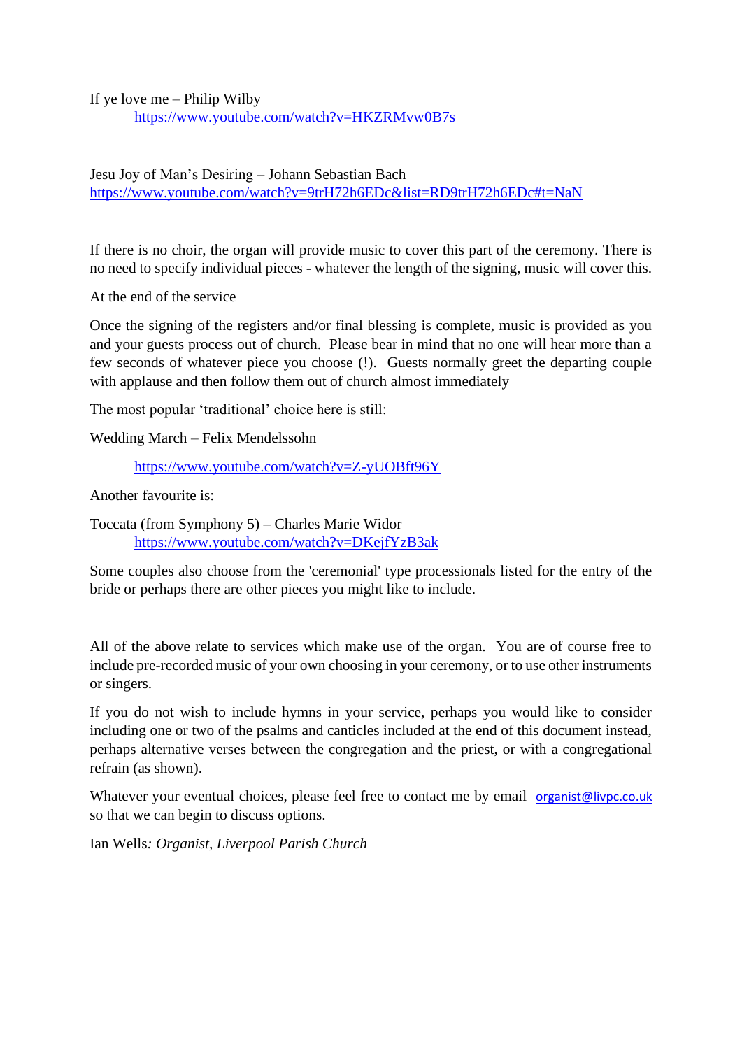If ye love me – Philip Wilby

https://www.youtube.com/watch?v=HKZRMvw0B7s

Jesu Joy of Man's Desiring – Johann Sebastian Bach

https://www.youtube.com/watch?v=9trH72h6EDc&list=RD9trH72h6EDc#t=NaN

If there is no choir, the organ will provide music to cover this part of the ceremony. There is no need to specify individual pieces - whatever the length of the signing, music will cover this.

<u>At the end of the service</u>

Once the signing of the registers and/or final blessing is complete, music is provided as you and your guests process out of church. Please bear in mind that no one will hear more than a few seconds of whatever piece you choose (!). Guests normally greet the departing couple with applause and then follow them out of church almost immediately

The most popular 'traditional' choice here is still:

Wedding March – Felix Mendelssohn

https://www.youtube.com/watch?v=Z-yUOBft96Y

Another favourite is:

Toccata (from Symphony 5) – Charles Marie Widor

https://www.youtube.com/watch?v=DKejfYzB3ak

Some couples also choose from the 'ceremonial' type processionals listed for the entry of the bride or perhaps there are other pieces you might like to include.

All of the above relate to services which make use of the organ. You are of course free to include pre-recorded music of your own choosing in your ceremony, or to use other instruments or singers.

If you do not wish to include hymns in your service, perhaps you would like to consider including one or two of the psalms and canticles included at the end of this document instead, perhaps alternative verses between the congregation and the priest, or with a congregational refrain (as shown).

Whatever your eventual choices, please feel free to contact me by email organist@livpc.co.uk so that we can begin to discuss options.

Ian Wells*: Organist, Liverpool Parish Church*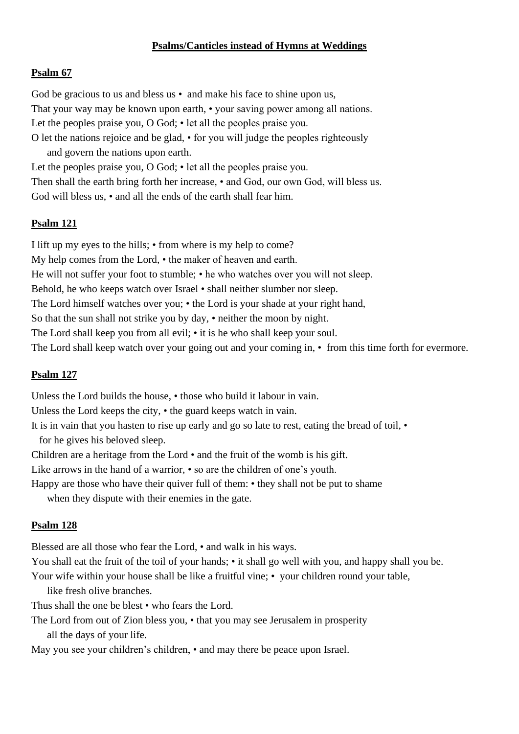**Psalms/Canticles instead of Hymns at Weddings**

**Psalm 67**

God be gracious to us and bless us • and make his face to shine upon us,
That your way may be known upon earth, • your saving power among all nations.
Let the peoples praise you, O God; • let all the peoples praise you.
O let the nations rejoice and be glad, • for you will judge the peoples righteously
and govern the nations upon earth.
Let the peoples praise you, O God; • let all the peoples praise you.
Then shall the earth bring forth her increase, • and God, our own God, will bless us.
God will bless us, • and all the ends of the earth shall fear him.

**Psalm 121**

I lift up my eyes to the hills; • from where is my help to come?
My help comes from the Lord, • the maker of heaven and earth.
He will not suffer your foot to stumble; • he who watches over you will not sleep.
Behold, he who keeps watch over Israel • shall neither slumber nor sleep.
The Lord himself watches over you; • the Lord is your shade at your right hand,
So that the sun shall not strike you by day, • neither the moon by night.
The Lord shall keep you from all evil; • it is he who shall keep your soul.
The Lord shall keep watch over your going out and your coming in, • from this time forth for evermore.

**Psalm 127**

Unless the Lord builds the house, • those who build it labour in vain.
Unless the Lord keeps the city, • the guard keeps watch in vain.
It is in vain that you hasten to rise up early and go so late to rest, eating the bread of toil, •
for he gives his beloved sleep.
Children are a heritage from the Lord • and the fruit of the womb is his gift.
Like arrows in the hand of a warrior, • so are the children of one's youth.
Happy are those who have their quiver full of them: • they shall not be put to shame
when they dispute with their enemies in the gate.

**Psalm 128**

Blessed are all those who fear the Lord, • and walk in his ways.
You shall eat the fruit of the toil of your hands; • it shall go well with you, and happy shall you be.
Your wife within your house shall be like a fruitful vine; • your children round your table,
like fresh olive branches.
Thus shall the one be blest • who fears the Lord.
The Lord from out of Zion bless you, • that you may see Jerusalem in prosperity
all the days of your life.
May you see your children's children, • and may there be peace upon Israel.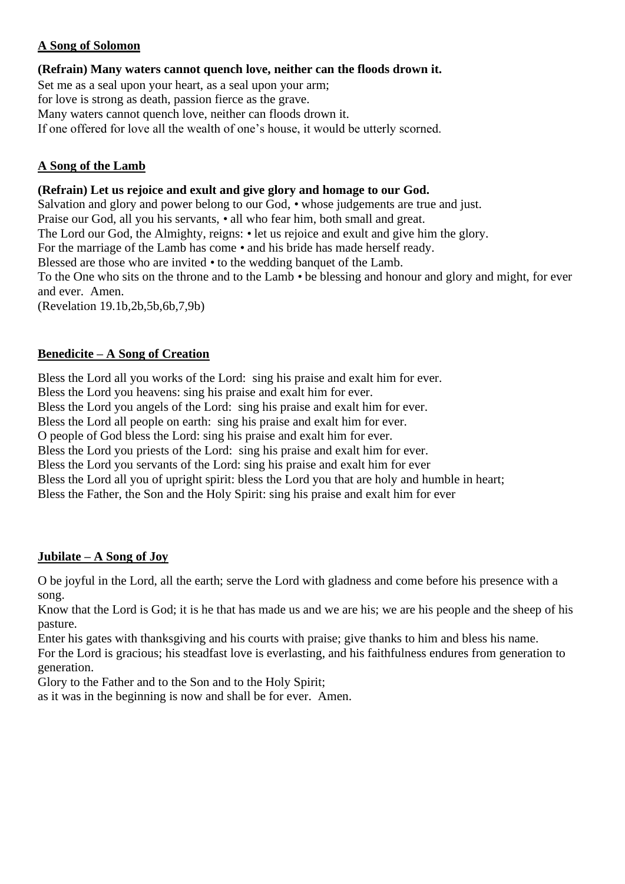**A Song of Solomon**

**(Refrain) Many waters cannot quench love, neither can the floods drown it.**

Set me as a seal upon your heart, as a seal upon your arm;
for love is strong as death, passion fierce as the grave.
Many waters cannot quench love, neither can floods drown it.
If one offered for love all the wealth of one's house, it would be utterly scorned.

**A Song of the Lamb**

**(Refrain) Let us rejoice and exult and give glory and homage to our God.**

Salvation and glory and power belong to our God, • whose judgements are true and just.
Praise our God, all you his servants, • all who fear him, both small and great.
The Lord our God, the Almighty, reigns: • let us rejoice and exult and give him the glory.
For the marriage of the Lamb has come • and his bride has made herself ready.
Blessed are those who are invited • to the wedding banquet of the Lamb.
To the One who sits on the throne and to the Lamb • be blessing and honour and glory and might, for ever and ever. Amen.
(Revelation 19.1b,2b,5b,6b,7,9b)

**Benedicite – A Song of Creation**

Bless the Lord all you works of the Lord: sing his praise and exalt him for ever.
Bless the Lord you heavens: sing his praise and exalt him for ever.
Bless the Lord you angels of the Lord: sing his praise and exalt him for ever.
Bless the Lord all people on earth: sing his praise and exalt him for ever.
O people of God bless the Lord: sing his praise and exalt him for ever.
Bless the Lord you priests of the Lord: sing his praise and exalt him for ever.
Bless the Lord you servants of the Lord: sing his praise and exalt him for ever
Bless the Lord all you of upright spirit: bless the Lord you that are holy and humble in heart;
Bless the Father, the Son and the Holy Spirit: sing his praise and exalt him for ever

**Jubilate – A Song of Joy**

O be joyful in the Lord, all the earth; serve the Lord with gladness and come before his presence with a song.
Know that the Lord is God; it is he that has made us and we are his; we are his people and the sheep of his pasture.
Enter his gates with thanksgiving and his courts with praise; give thanks to him and bless his name.
For the Lord is gracious; his steadfast love is everlasting, and his faithfulness endures from generation to generation.
Glory to the Father and to the Son and to the Holy Spirit;
as it was in the beginning is now and shall be for ever. Amen.